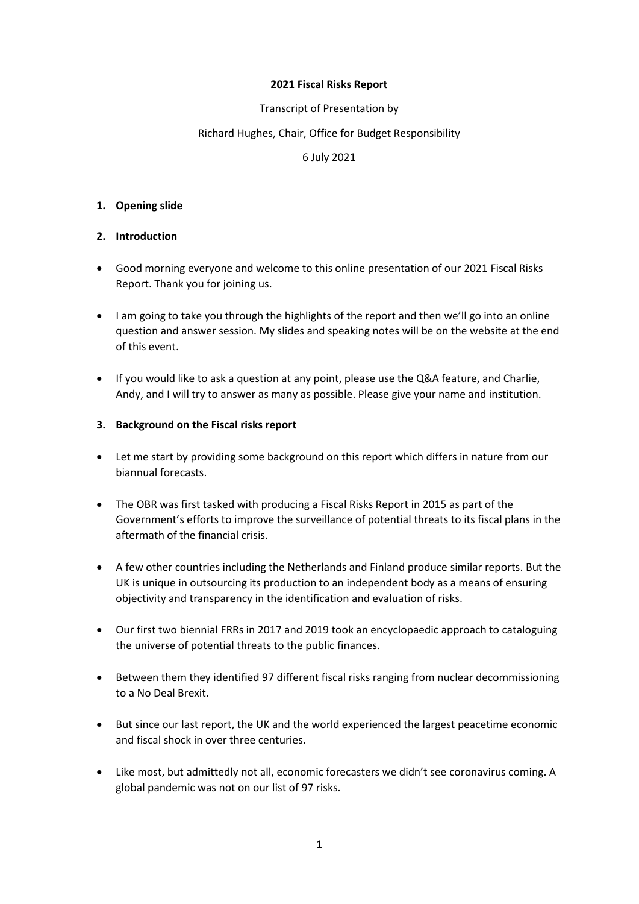**2021 Fiscal Risks Report**

Transcript of Presentation by

Richard Hughes, Chair, Office for Budget Responsibility

6 July 2021

1. **Opening slide**

2. **Introduction**

- Good morning everyone and welcome to this online presentation of our 2021 Fiscal Risks Report. Thank you for joining us.

- I am going to take you through the highlights of the report and then we'll go into an online question and answer session. My slides and speaking notes will be on the website at the end of this event.

- If you would like to ask a question at any point, please use the Q&A feature, and Charlie, Andy, and I will try to answer as many as possible. Please give your name and institution.

3. **Background on the Fiscal risks report**

- Let me start by providing some background on this report which differs in nature from our biannual forecasts.

- The OBR was first tasked with producing a Fiscal Risks Report in 2015 as part of the Government's efforts to improve the surveillance of potential threats to its fiscal plans in the aftermath of the financial crisis.

- A few other countries including the Netherlands and Finland produce similar reports. But the UK is unique in outsourcing its production to an independent body as a means of ensuring objectivity and transparency in the identification and evaluation of risks.

- Our first two biennial FRRs in 2017 and 2019 took an encyclopaedic approach to cataloguing the universe of potential threats to the public finances.

- Between them they identified 97 different fiscal risks ranging from nuclear decommissioning to a No Deal Brexit.

- But since our last report, the UK and the world experienced the largest peacetime economic and fiscal shock in over three centuries.

- Like most, but admittedly not all, economic forecasters we didn't see coronavirus coming. A global pandemic was not on our list of 97 risks.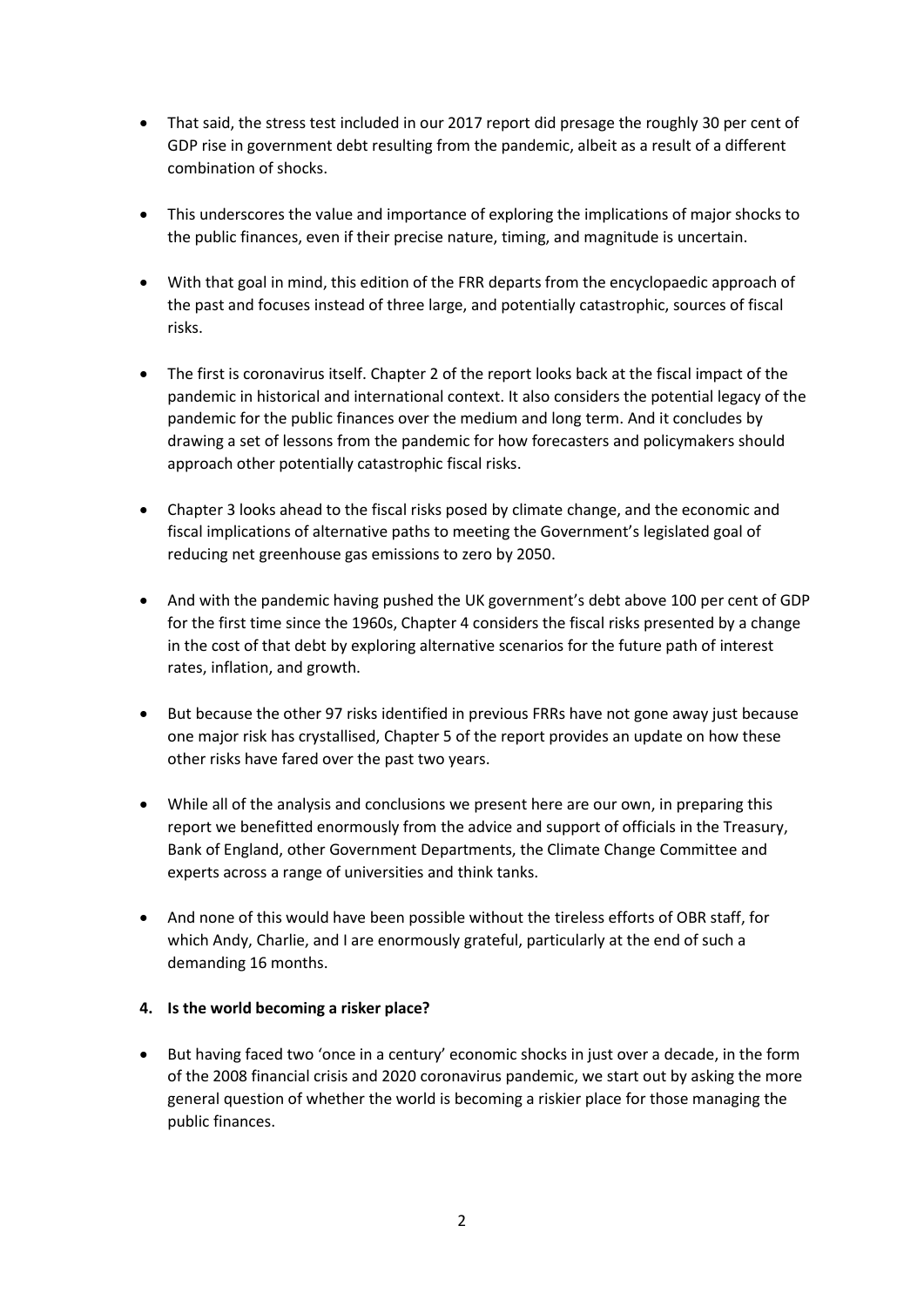- That said, the stress test included in our 2017 report did presage the roughly 30 per cent of GDP rise in government debt resulting from the pandemic, albeit as a result of a different combination of shocks.

- This underscores the value and importance of exploring the implications of major shocks to the public finances, even if their precise nature, timing, and magnitude is uncertain.

- With that goal in mind, this edition of the FRR departs from the encyclopaedic approach of the past and focuses instead of three large, and potentially catastrophic, sources of fiscal risks.

- The first is coronavirus itself. Chapter 2 of the report looks back at the fiscal impact of the pandemic in historical and international context. It also considers the potential legacy of the pandemic for the public finances over the medium and long term. And it concludes by drawing a set of lessons from the pandemic for how forecasters and policymakers should approach other potentially catastrophic fiscal risks.

- Chapter 3 looks ahead to the fiscal risks posed by climate change, and the economic and fiscal implications of alternative paths to meeting the Government's legislated goal of reducing net greenhouse gas emissions to zero by 2050.

- And with the pandemic having pushed the UK government's debt above 100 per cent of GDP for the first time since the 1960s, Chapter 4 considers the fiscal risks presented by a change in the cost of that debt by exploring alternative scenarios for the future path of interest rates, inflation, and growth.

- But because the other 97 risks identified in previous FRRs have not gone away just because one major risk has crystallised, Chapter 5 of the report provides an update on how these other risks have fared over the past two years.

- While all of the analysis and conclusions we present here are our own, in preparing this report we benefitted enormously from the advice and support of officials in the Treasury, Bank of England, other Government Departments, the Climate Change Committee and experts across a range of universities and think tanks.

- And none of this would have been possible without the tireless efforts of OBR staff, for which Andy, Charlie, and I are enormously grateful, particularly at the end of such a demanding 16 months.

**4. Is the world becoming a risker place?**

- But having faced two 'once in a century' economic shocks in just over a decade, in the form of the 2008 financial crisis and 2020 coronavirus pandemic, we start out by asking the more general question of whether the world is becoming a riskier place for those managing the public finances.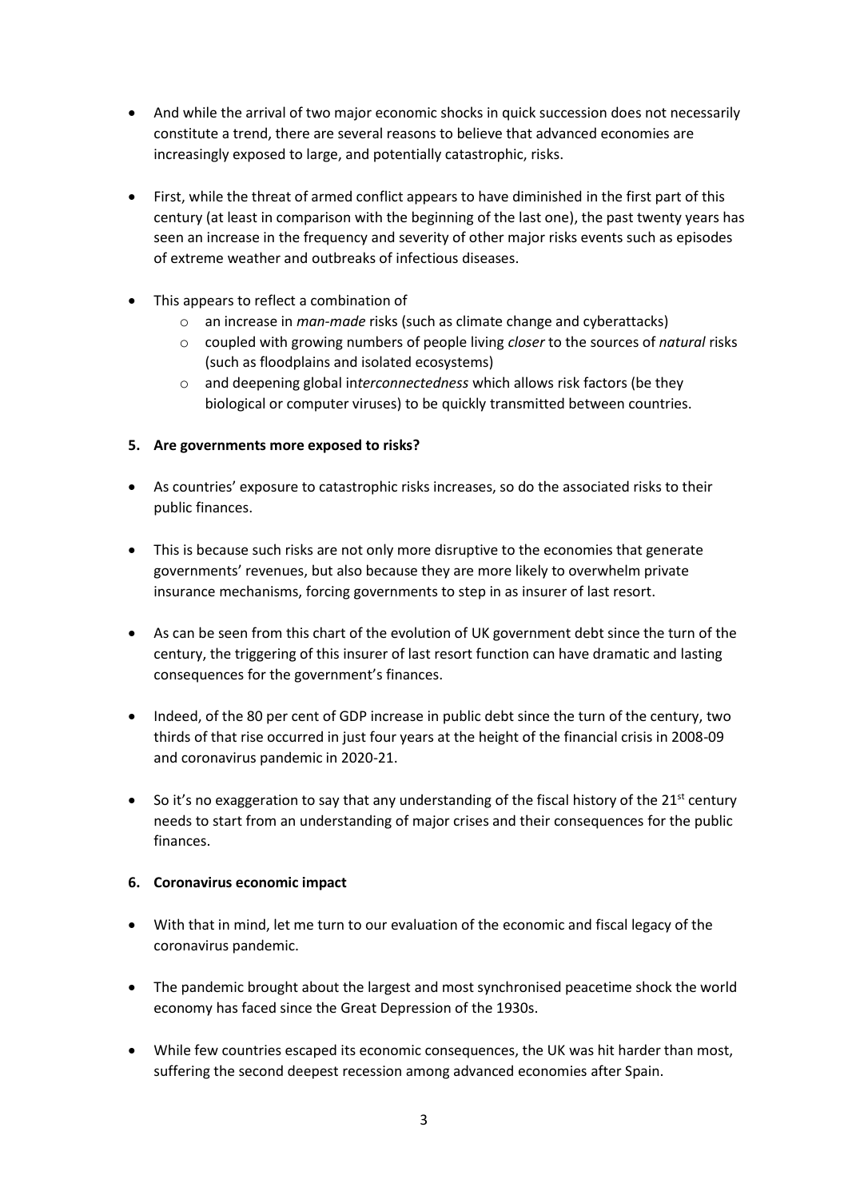- And while the arrival of two major economic shocks in quick succession does not necessarily constitute a trend, there are several reasons to believe that advanced economies are increasingly exposed to large, and potentially catastrophic, risks.

- First, while the threat of armed conflict appears to have diminished in the first part of this century (at least in comparison with the beginning of the last one), the past twenty years has seen an increase in the frequency and severity of other major risks events such as episodes of extreme weather and outbreaks of infectious diseases.

- This appears to reflect a combination of
    - an increase in *man-made* risks (such as climate change and cyberattacks)
    - coupled with growing numbers of people living *closer* to the sources of *natural* risks (such as floodplains and isolated ecosystems)
    - and deepening global in*terconnectedness* which allows risk factors (be they biological or computer viruses) to be quickly transmitted between countries.

**5. Are governments more exposed to risks?**

- As countries' exposure to catastrophic risks increases, so do the associated risks to their public finances.

- This is because such risks are not only more disruptive to the economies that generate governments' revenues, but also because they are more likely to overwhelm private insurance mechanisms, forcing governments to step in as insurer of last resort.

- As can be seen from this chart of the evolution of UK government debt since the turn of the century, the triggering of this insurer of last resort function can have dramatic and lasting consequences for the government's finances.

- Indeed, of the 80 per cent of GDP increase in public debt since the turn of the century, two thirds of that rise occurred in just four years at the height of the financial crisis in 2008-09 and coronavirus pandemic in 2020-21.

- So it's no exaggeration to say that any understanding of the fiscal history of the 21st century needs to start from an understanding of major crises and their consequences for the public finances.

**6. Coronavirus economic impact**

- With that in mind, let me turn to our evaluation of the economic and fiscal legacy of the coronavirus pandemic.

- The pandemic brought about the largest and most synchronised peacetime shock the world economy has faced since the Great Depression of the 1930s.

- While few countries escaped its economic consequences, the UK was hit harder than most, suffering the second deepest recession among advanced economies after Spain.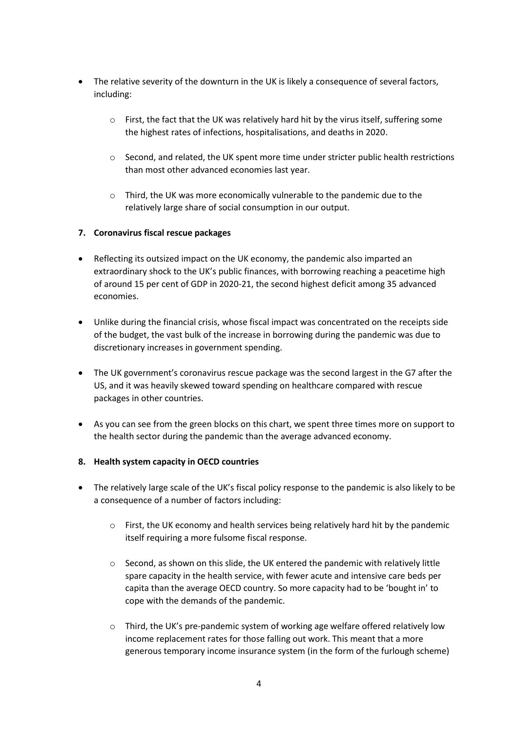- The relative severity of the downturn in the UK is likely a consequence of several factors, including:
    - First, the fact that the UK was relatively hard hit by the virus itself, suffering some the highest rates of infections, hospitalisations, and deaths in 2020.
    - Second, and related, the UK spent more time under stricter public health restrictions than most other advanced economies last year.
    - Third, the UK was more economically vulnerable to the pandemic due to the relatively large share of social consumption in our output.

**7. Coronavirus fiscal rescue packages**

- Reflecting its outsized impact on the UK economy, the pandemic also imparted an extraordinary shock to the UK's public finances, with borrowing reaching a peacetime high of around 15 per cent of GDP in 2020-21, the second highest deficit among 35 advanced economies.
- Unlike during the financial crisis, whose fiscal impact was concentrated on the receipts side of the budget, the vast bulk of the increase in borrowing during the pandemic was due to discretionary increases in government spending.
- The UK government's coronavirus rescue package was the second largest in the G7 after the US, and it was heavily skewed toward spending on healthcare compared with rescue packages in other countries.
- As you can see from the green blocks on this chart, we spent three times more on support to the health sector during the pandemic than the average advanced economy.

**8. Health system capacity in OECD countries**

- The relatively large scale of the UK's fiscal policy response to the pandemic is also likely to be a consequence of a number of factors including:
    - First, the UK economy and health services being relatively hard hit by the pandemic itself requiring a more fulsome fiscal response.
    - Second, as shown on this slide, the UK entered the pandemic with relatively little spare capacity in the health service, with fewer acute and intensive care beds per capita than the average OECD country. So more capacity had to be 'bought in' to cope with the demands of the pandemic.
    - Third, the UK's pre-pandemic system of working age welfare offered relatively low income replacement rates for those falling out work. This meant that a more generous temporary income insurance system (in the form of the furlough scheme)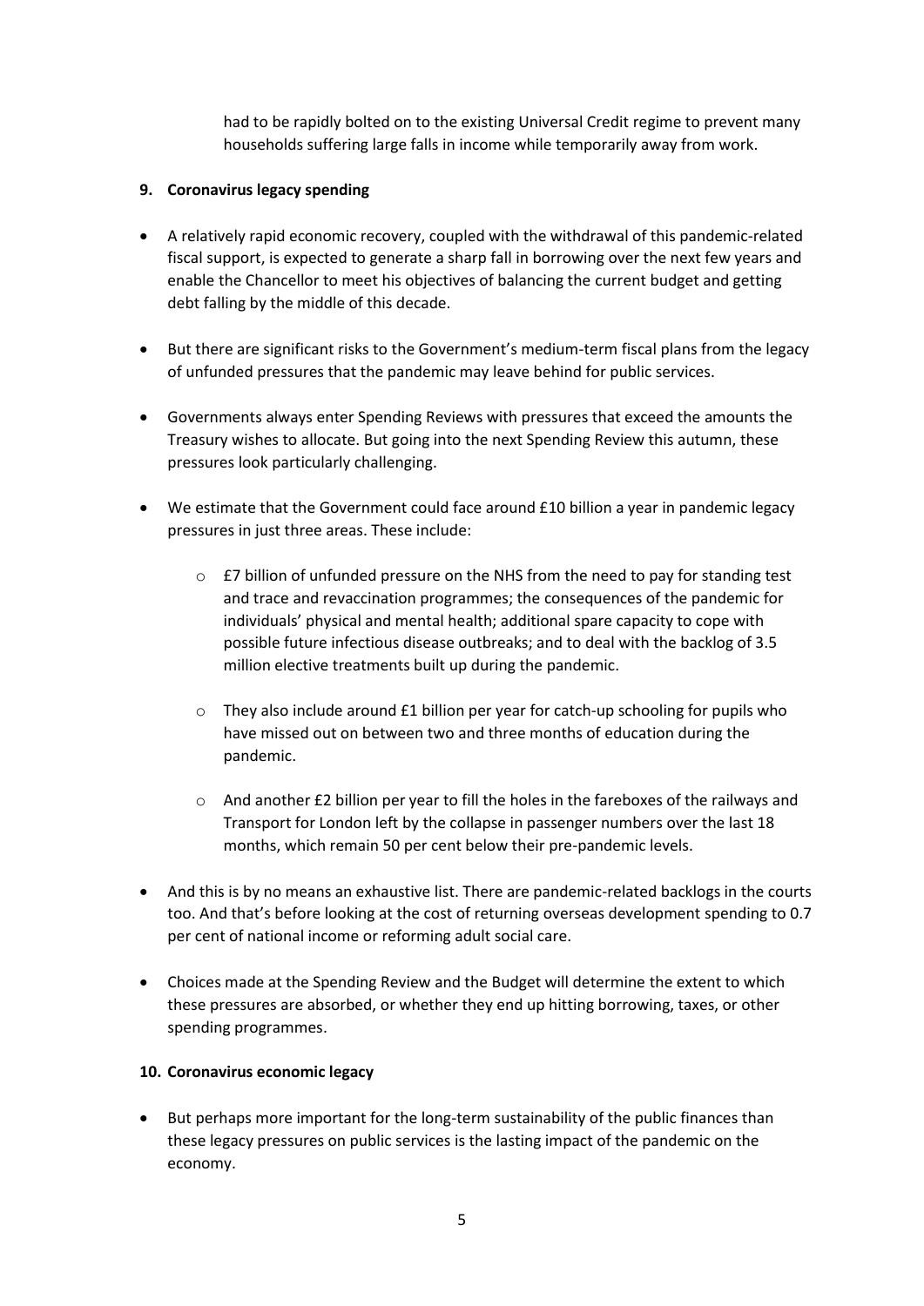had to be rapidly bolted on to the existing Universal Credit regime to prevent many households suffering large falls in income while temporarily away from work.

**9. Coronavirus legacy spending**

- A relatively rapid economic recovery, coupled with the withdrawal of this pandemic-related fiscal support, is expected to generate a sharp fall in borrowing over the next few years and enable the Chancellor to meet his objectives of balancing the current budget and getting debt falling by the middle of this decade.

- But there are significant risks to the Government's medium-term fiscal plans from the legacy of unfunded pressures that the pandemic may leave behind for public services.

- Governments always enter Spending Reviews with pressures that exceed the amounts the Treasury wishes to allocate. But going into the next Spending Review this autumn, these pressures look particularly challenging.

- We estimate that the Government could face around £10 billion a year in pandemic legacy pressures in just three areas. These include:

    - £7 billion of unfunded pressure on the NHS from the need to pay for standing test and trace and revaccination programmes; the consequences of the pandemic for individuals' physical and mental health; additional spare capacity to cope with possible future infectious disease outbreaks; and to deal with the backlog of 3.5 million elective treatments built up during the pandemic.

    - They also include around £1 billion per year for catch-up schooling for pupils who have missed out on between two and three months of education during the pandemic.

    - And another £2 billion per year to fill the holes in the fareboxes of the railways and Transport for London left by the collapse in passenger numbers over the last 18 months, which remain 50 per cent below their pre-pandemic levels.

- And this is by no means an exhaustive list. There are pandemic-related backlogs in the courts too. And that's before looking at the cost of returning overseas development spending to 0.7 per cent of national income or reforming adult social care.

- Choices made at the Spending Review and the Budget will determine the extent to which these pressures are absorbed, or whether they end up hitting borrowing, taxes, or other spending programmes.

**10. Coronavirus economic legacy**

- But perhaps more important for the long-term sustainability of the public finances than these legacy pressures on public services is the lasting impact of the pandemic on the economy.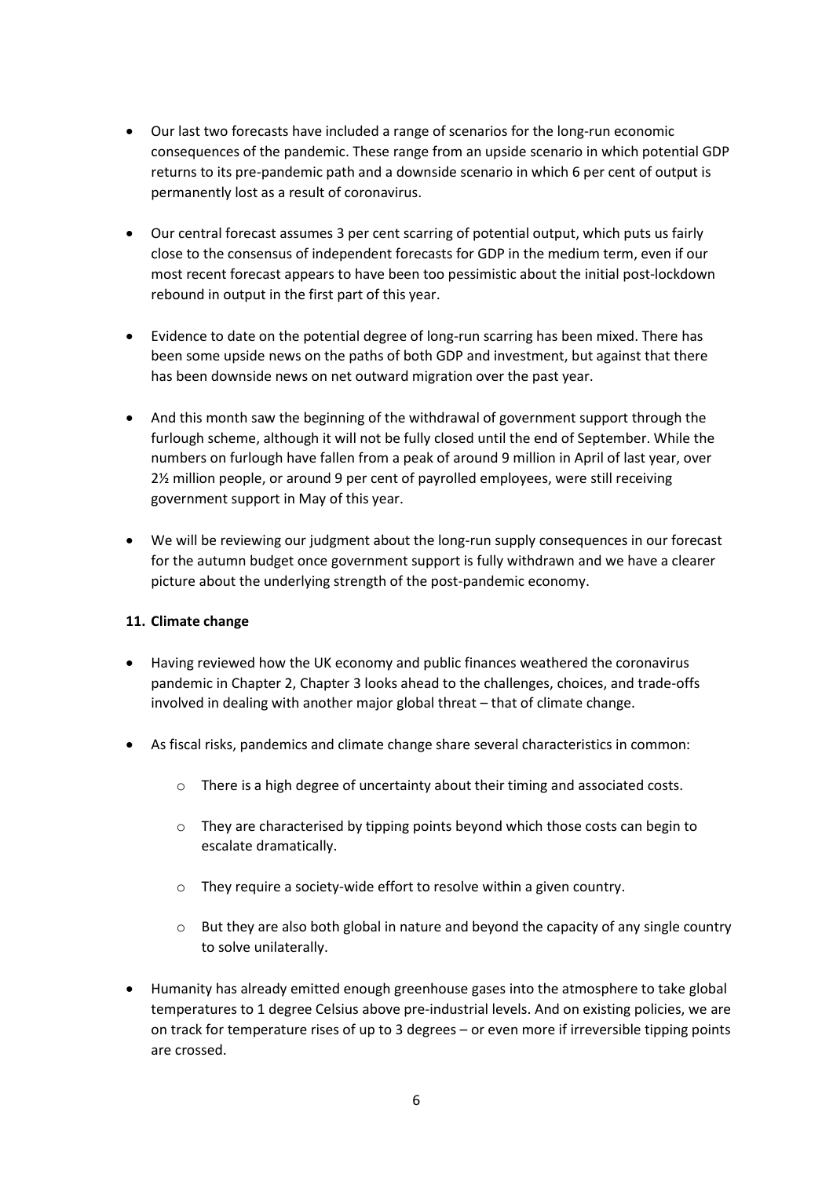- Our last two forecasts have included a range of scenarios for the long-run economic consequences of the pandemic. These range from an upside scenario in which potential GDP returns to its pre-pandemic path and a downside scenario in which 6 per cent of output is permanently lost as a result of coronavirus.

- Our central forecast assumes 3 per cent scarring of potential output, which puts us fairly close to the consensus of independent forecasts for GDP in the medium term, even if our most recent forecast appears to have been too pessimistic about the initial post-lockdown rebound in output in the first part of this year.

- Evidence to date on the potential degree of long-run scarring has been mixed. There has been some upside news on the paths of both GDP and investment, but against that there has been downside news on net outward migration over the past year.

- And this month saw the beginning of the withdrawal of government support through the furlough scheme, although it will not be fully closed until the end of September. While the numbers on furlough have fallen from a peak of around 9 million in April of last year, over 2½ million people, or around 9 per cent of payrolled employees, were still receiving government support in May of this year.

- We will be reviewing our judgment about the long-run supply consequences in our forecast for the autumn budget once government support is fully withdrawn and we have a clearer picture about the underlying strength of the post-pandemic economy.

**11. Climate change**

- Having reviewed how the UK economy and public finances weathered the coronavirus pandemic in Chapter 2, Chapter 3 looks ahead to the challenges, choices, and trade-offs involved in dealing with another major global threat – that of climate change.

- As fiscal risks, pandemics and climate change share several characteristics in common:

  - There is a high degree of uncertainty about their timing and associated costs.

  - They are characterised by tipping points beyond which those costs can begin to escalate dramatically.

  - They require a society-wide effort to resolve within a given country.

  - But they are also both global in nature and beyond the capacity of any single country to solve unilaterally.

- Humanity has already emitted enough greenhouse gases into the atmosphere to take global temperatures to 1 degree Celsius above pre-industrial levels. And on existing policies, we are on track for temperature rises of up to 3 degrees – or even more if irreversible tipping points are crossed.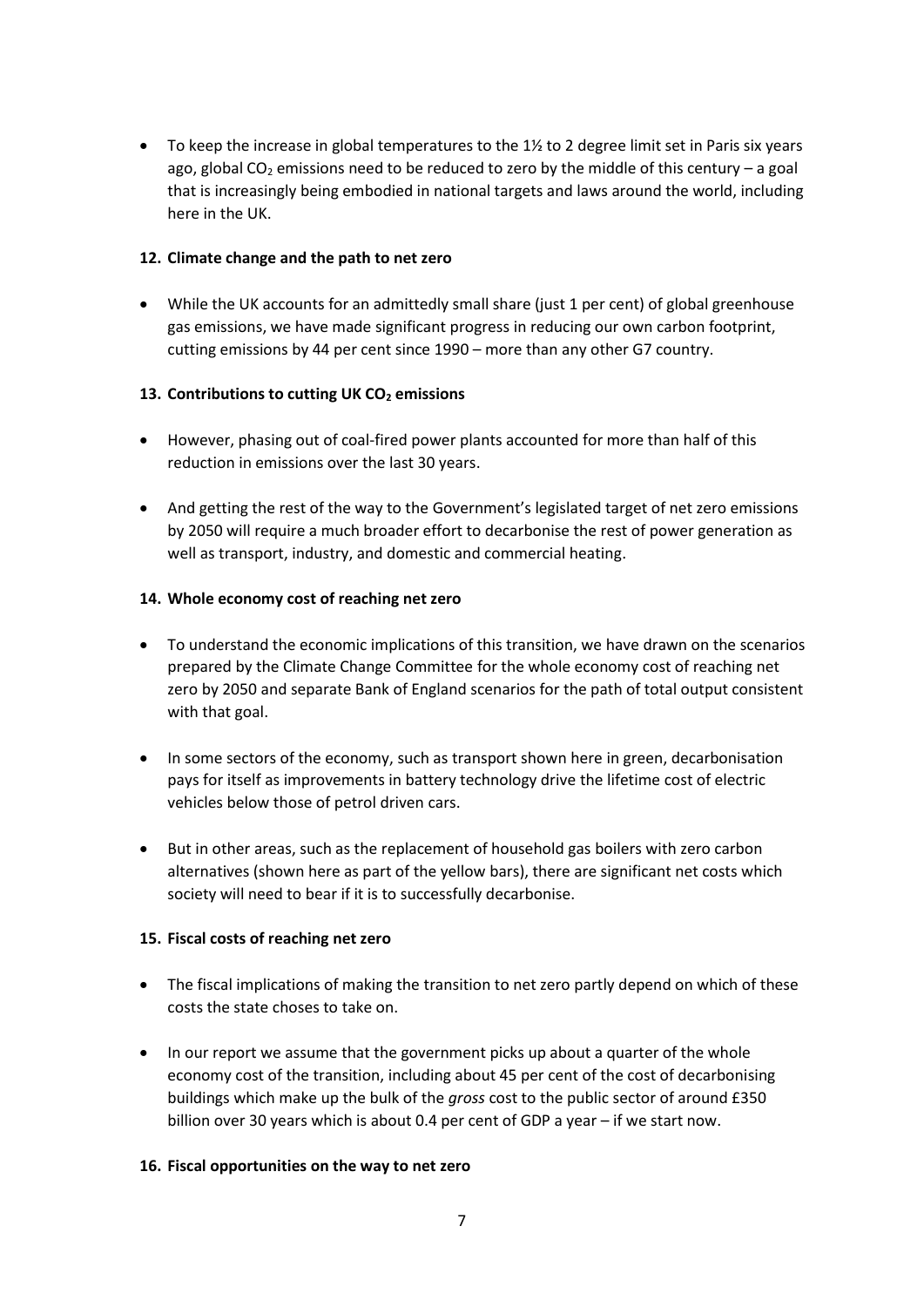- To keep the increase in global temperatures to the 1½ to 2 degree limit set in Paris six years ago, global $CO_2$ emissions need to be reduced to zero by the middle of this century – a goal that is increasingly being embodied in national targets and laws around the world, including here in the UK.

**12. Climate change and the path to net zero**

- While the UK accounts for an admittedly small share (just 1 per cent) of global greenhouse gas emissions, we have made significant progress in reducing our own carbon footprint, cutting emissions by 44 per cent since 1990 – more than any other G7 country.

**13. Contributions to cutting UK $CO_2$ emissions**

- However, phasing out of coal-fired power plants accounted for more than half of this reduction in emissions over the last 30 years.
- And getting the rest of the way to the Government's legislated target of net zero emissions by 2050 will require a much broader effort to decarbonise the rest of power generation as well as transport, industry, and domestic and commercial heating.

**14. Whole economy cost of reaching net zero**

- To understand the economic implications of this transition, we have drawn on the scenarios prepared by the Climate Change Committee for the whole economy cost of reaching net zero by 2050 and separate Bank of England scenarios for the path of total output consistent with that goal.
- In some sectors of the economy, such as transport shown here in green, decarbonisation pays for itself as improvements in battery technology drive the lifetime cost of electric vehicles below those of petrol driven cars.
- But in other areas, such as the replacement of household gas boilers with zero carbon alternatives (shown here as part of the yellow bars), there are significant net costs which society will need to bear if it is to successfully decarbonise.

**15. Fiscal costs of reaching net zero**

- The fiscal implications of making the transition to net zero partly depend on which of these costs the state choses to take on.
- In our report we assume that the government picks up about a quarter of the whole economy cost of the transition, including about 45 per cent of the cost of decarbonising buildings which make up the bulk of the *gross* cost to the public sector of around £350 billion over 30 years which is about 0.4 per cent of GDP a year – if we start now.

**16. Fiscal opportunities on the way to net zero**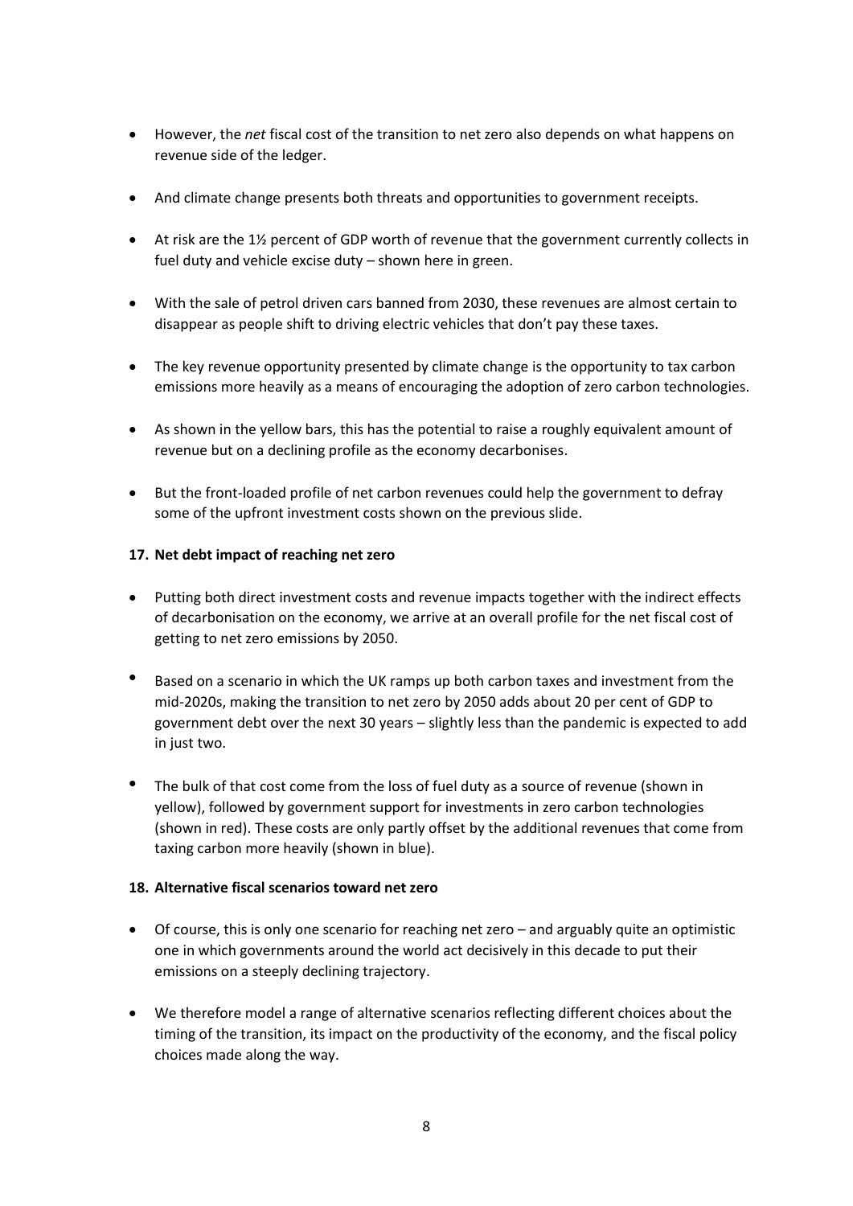- However, the *net* fiscal cost of the transition to net zero also depends on what happens on revenue side of the ledger.
- And climate change presents both threats and opportunities to government receipts.
- At risk are the 1½ percent of GDP worth of revenue that the government currently collects in fuel duty and vehicle excise duty – shown here in green.
- With the sale of petrol driven cars banned from 2030, these revenues are almost certain to disappear as people shift to driving electric vehicles that don't pay these taxes.
- The key revenue opportunity presented by climate change is the opportunity to tax carbon emissions more heavily as a means of encouraging the adoption of zero carbon technologies.
- As shown in the yellow bars, this has the potential to raise a roughly equivalent amount of revenue but on a declining profile as the economy decarbonises.
- But the front-loaded profile of net carbon revenues could help the government to defray some of the upfront investment costs shown on the previous slide.

**17. Net debt impact of reaching net zero**

- Putting both direct investment costs and revenue impacts together with the indirect effects of decarbonisation on the economy, we arrive at an overall profile for the net fiscal cost of getting to net zero emissions by 2050.
- Based on a scenario in which the UK ramps up both carbon taxes and investment from the mid-2020s, making the transition to net zero by 2050 adds about 20 per cent of GDP to government debt over the next 30 years – slightly less than the pandemic is expected to add in just two.
- The bulk of that cost come from the loss of fuel duty as a source of revenue (shown in yellow), followed by government support for investments in zero carbon technologies (shown in red). These costs are only partly offset by the additional revenues that come from taxing carbon more heavily (shown in blue).

**18. Alternative fiscal scenarios toward net zero**

- Of course, this is only one scenario for reaching net zero – and arguably quite an optimistic one in which governments around the world act decisively in this decade to put their emissions on a steeply declining trajectory.
- We therefore model a range of alternative scenarios reflecting different choices about the timing of the transition, its impact on the productivity of the economy, and the fiscal policy choices made along the way.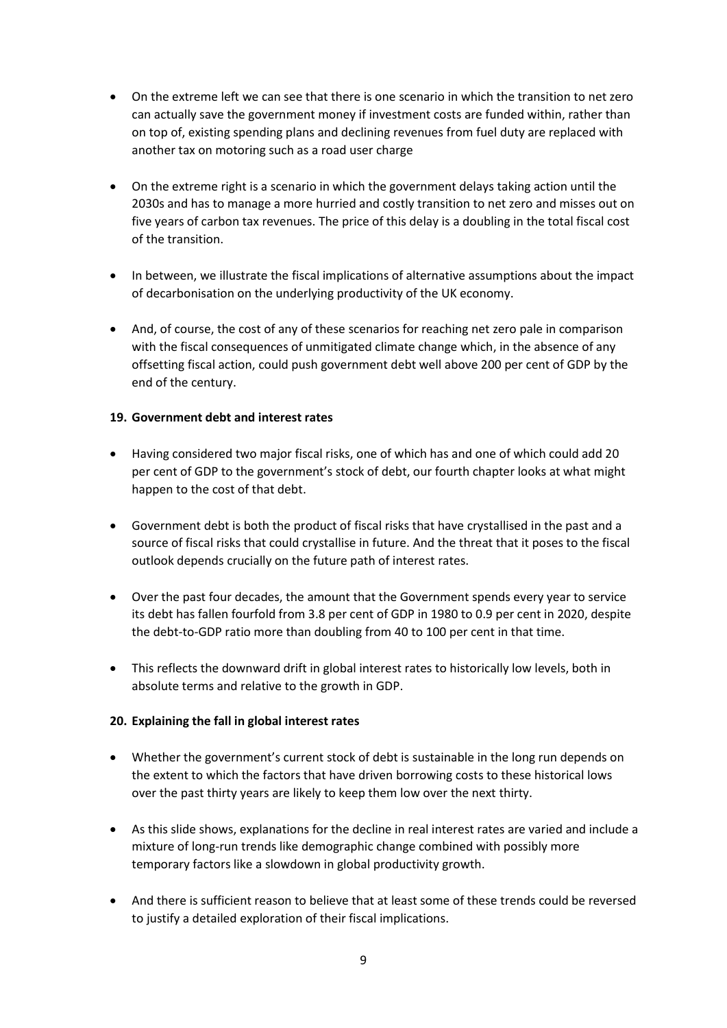- On the extreme left we can see that there is one scenario in which the transition to net zero can actually save the government money if investment costs are funded within, rather than on top of, existing spending plans and declining revenues from fuel duty are replaced with another tax on motoring such as a road user charge

- On the extreme right is a scenario in which the government delays taking action until the 2030s and has to manage a more hurried and costly transition to net zero and misses out on five years of carbon tax revenues. The price of this delay is a doubling in the total fiscal cost of the transition.

- In between, we illustrate the fiscal implications of alternative assumptions about the impact of decarbonisation on the underlying productivity of the UK economy.

- And, of course, the cost of any of these scenarios for reaching net zero pale in comparison with the fiscal consequences of unmitigated climate change which, in the absence of any offsetting fiscal action, could push government debt well above 200 per cent of GDP by the end of the century.

**19. Government debt and interest rates**

- Having considered two major fiscal risks, one of which has and one of which could add 20 per cent of GDP to the government's stock of debt, our fourth chapter looks at what might happen to the cost of that debt.

- Government debt is both the product of fiscal risks that have crystallised in the past and a source of fiscal risks that could crystallise in future. And the threat that it poses to the fiscal outlook depends crucially on the future path of interest rates.

- Over the past four decades, the amount that the Government spends every year to service its debt has fallen fourfold from 3.8 per cent of GDP in 1980 to 0.9 per cent in 2020, despite the debt-to-GDP ratio more than doubling from 40 to 100 per cent in that time.

- This reflects the downward drift in global interest rates to historically low levels, both in absolute terms and relative to the growth in GDP.

**20. Explaining the fall in global interest rates**

- Whether the government's current stock of debt is sustainable in the long run depends on the extent to which the factors that have driven borrowing costs to these historical lows over the past thirty years are likely to keep them low over the next thirty.

- As this slide shows, explanations for the decline in real interest rates are varied and include a mixture of long-run trends like demographic change combined with possibly more temporary factors like a slowdown in global productivity growth.

- And there is sufficient reason to believe that at least some of these trends could be reversed to justify a detailed exploration of their fiscal implications.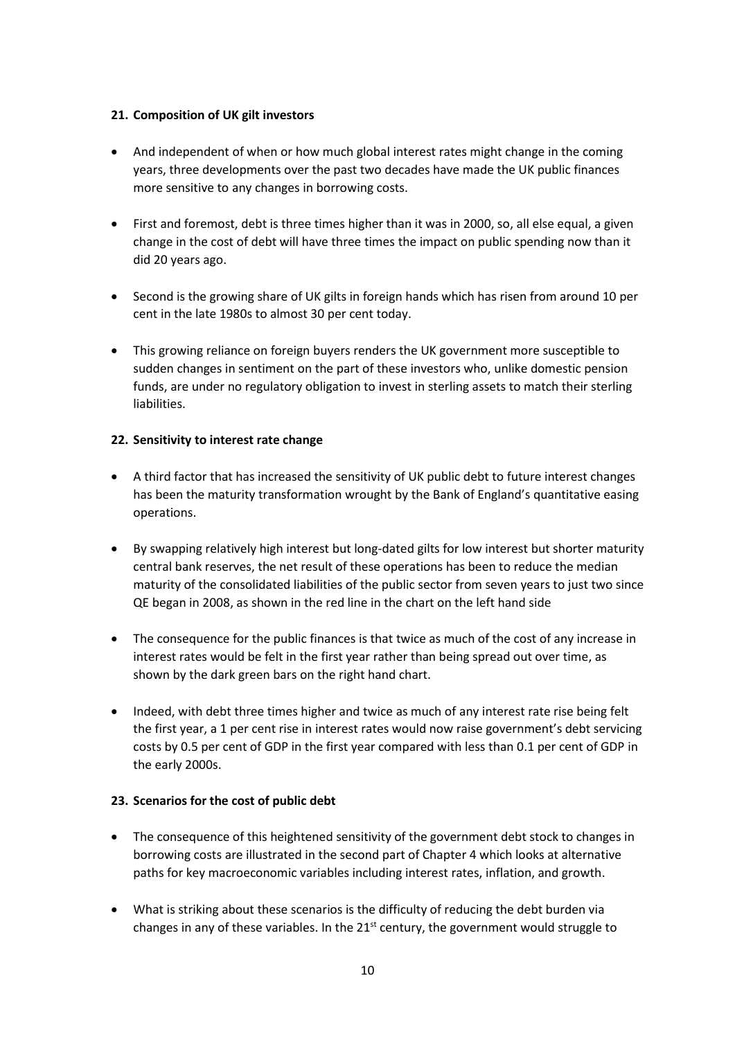**21. Composition of UK gilt investors**

- And independent of when or how much global interest rates might change in the coming years, three developments over the past two decades have made the UK public finances more sensitive to any changes in borrowing costs.
- First and foremost, debt is three times higher than it was in 2000, so, all else equal, a given change in the cost of debt will have three times the impact on public spending now than it did 20 years ago.
- Second is the growing share of UK gilts in foreign hands which has risen from around 10 per cent in the late 1980s to almost 30 per cent today.
- This growing reliance on foreign buyers renders the UK government more susceptible to sudden changes in sentiment on the part of these investors who, unlike domestic pension funds, are under no regulatory obligation to invest in sterling assets to match their sterling liabilities.

**22. Sensitivity to interest rate change**

- A third factor that has increased the sensitivity of UK public debt to future interest changes has been the maturity transformation wrought by the Bank of England's quantitative easing operations.
- By swapping relatively high interest but long-dated gilts for low interest but shorter maturity central bank reserves, the net result of these operations has been to reduce the median maturity of the consolidated liabilities of the public sector from seven years to just two since QE began in 2008, as shown in the red line in the chart on the left hand side
- The consequence for the public finances is that twice as much of the cost of any increase in interest rates would be felt in the first year rather than being spread out over time, as shown by the dark green bars on the right hand chart.
- Indeed, with debt three times higher and twice as much of any interest rate rise being felt the first year, a 1 per cent rise in interest rates would now raise government's debt servicing costs by 0.5 per cent of GDP in the first year compared with less than 0.1 per cent of GDP in the early 2000s.

**23. Scenarios for the cost of public debt**

- The consequence of this heightened sensitivity of the government debt stock to changes in borrowing costs are illustrated in the second part of Chapter 4 which looks at alternative paths for key macroeconomic variables including interest rates, inflation, and growth.
- What is striking about these scenarios is the difficulty of reducing the debt burden via changes in any of these variables. In the 21st century, the government would struggle to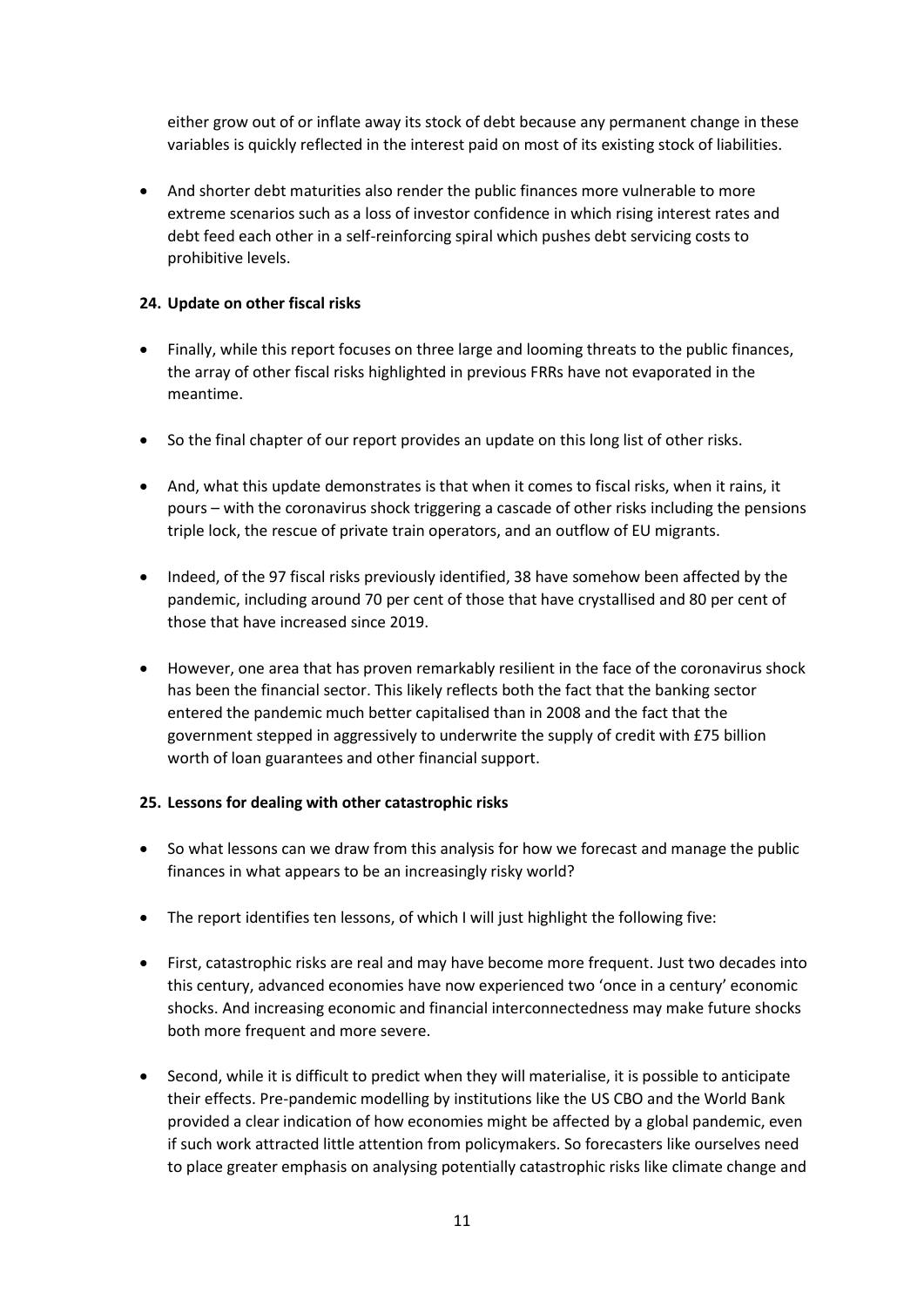either grow out of or inflate away its stock of debt because any permanent change in these variables is quickly reflected in the interest paid on most of its existing stock of liabilities.

- And shorter debt maturities also render the public finances more vulnerable to more extreme scenarios such as a loss of investor confidence in which rising interest rates and debt feed each other in a self-reinforcing spiral which pushes debt servicing costs to prohibitive levels.

**24. Update on other fiscal risks**

- Finally, while this report focuses on three large and looming threats to the public finances, the array of other fiscal risks highlighted in previous FRRs have not evaporated in the meantime.
- So the final chapter of our report provides an update on this long list of other risks.
- And, what this update demonstrates is that when it comes to fiscal risks, when it rains, it pours – with the coronavirus shock triggering a cascade of other risks including the pensions triple lock, the rescue of private train operators, and an outflow of EU migrants.
- Indeed, of the 97 fiscal risks previously identified, 38 have somehow been affected by the pandemic, including around 70 per cent of those that have crystallised and 80 per cent of those that have increased since 2019.
- However, one area that has proven remarkably resilient in the face of the coronavirus shock has been the financial sector. This likely reflects both the fact that the banking sector entered the pandemic much better capitalised than in 2008 and the fact that the government stepped in aggressively to underwrite the supply of credit with £75 billion worth of loan guarantees and other financial support.

**25. Lessons for dealing with other catastrophic risks**

- So what lessons can we draw from this analysis for how we forecast and manage the public finances in what appears to be an increasingly risky world?
- The report identifies ten lessons, of which I will just highlight the following five:
- First, catastrophic risks are real and may have become more frequent. Just two decades into this century, advanced economies have now experienced two 'once in a century' economic shocks. And increasing economic and financial interconnectedness may make future shocks both more frequent and more severe.
- Second, while it is difficult to predict when they will materialise, it is possible to anticipate their effects. Pre-pandemic modelling by institutions like the US CBO and the World Bank provided a clear indication of how economies might be affected by a global pandemic, even if such work attracted little attention from policymakers. So forecasters like ourselves need to place greater emphasis on analysing potentially catastrophic risks like climate change and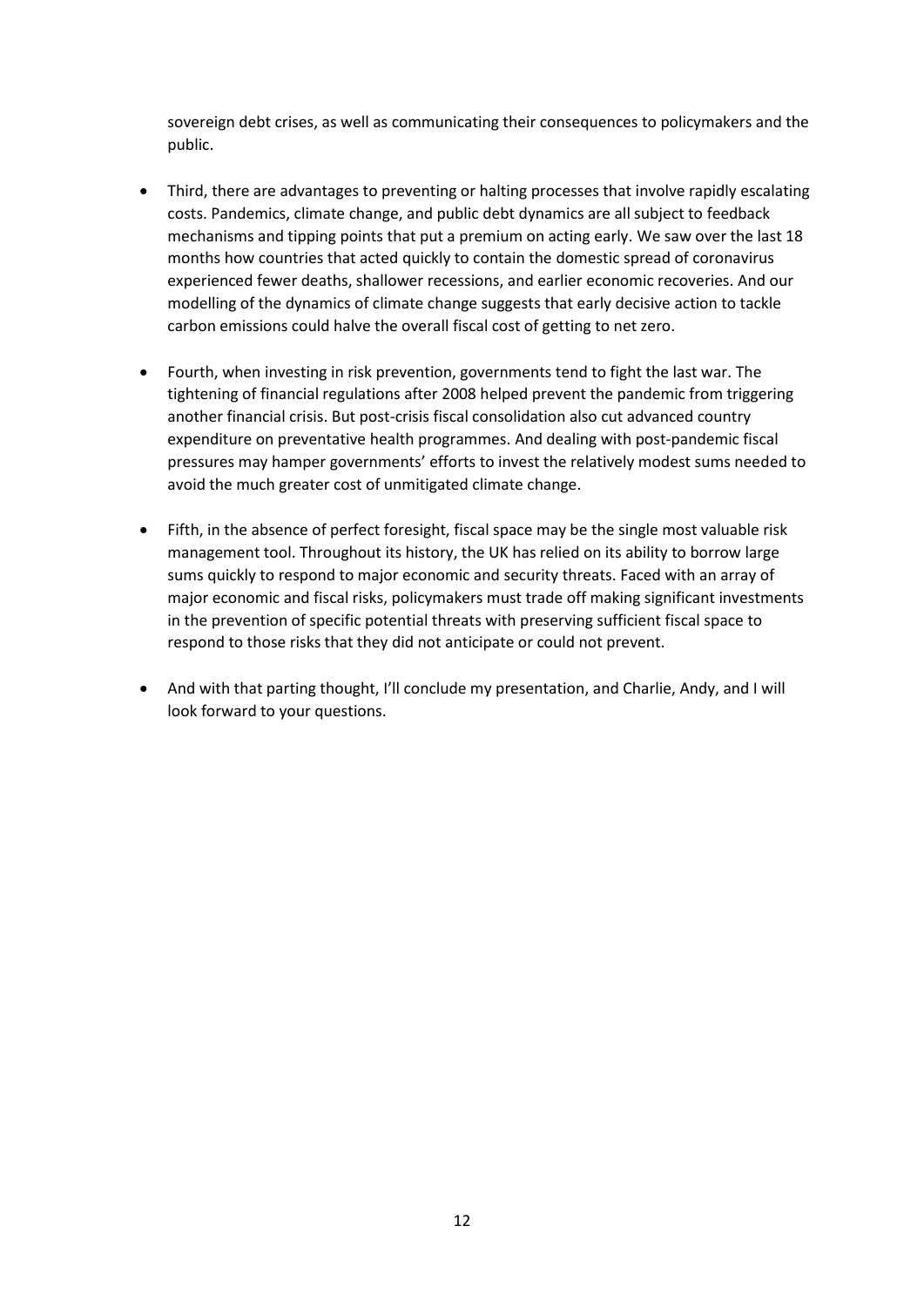sovereign debt crises, as well as communicating their consequences to policymakers and the public.

- Third, there are advantages to preventing or halting processes that involve rapidly escalating costs. Pandemics, climate change, and public debt dynamics are all subject to feedback mechanisms and tipping points that put a premium on acting early. We saw over the last 18 months how countries that acted quickly to contain the domestic spread of coronavirus experienced fewer deaths, shallower recessions, and earlier economic recoveries. And our modelling of the dynamics of climate change suggests that early decisive action to tackle carbon emissions could halve the overall fiscal cost of getting to net zero.

- Fourth, when investing in risk prevention, governments tend to fight the last war. The tightening of financial regulations after 2008 helped prevent the pandemic from triggering another financial crisis. But post-crisis fiscal consolidation also cut advanced country expenditure on preventative health programmes. And dealing with post-pandemic fiscal pressures may hamper governments' efforts to invest the relatively modest sums needed to avoid the much greater cost of unmitigated climate change.

- Fifth, in the absence of perfect foresight, fiscal space may be the single most valuable risk management tool. Throughout its history, the UK has relied on its ability to borrow large sums quickly to respond to major economic and security threats. Faced with an array of major economic and fiscal risks, policymakers must trade off making significant investments in the prevention of specific potential threats with preserving sufficient fiscal space to respond to those risks that they did not anticipate or could not prevent.

- And with that parting thought, I'll conclude my presentation, and Charlie, Andy, and I will look forward to your questions.